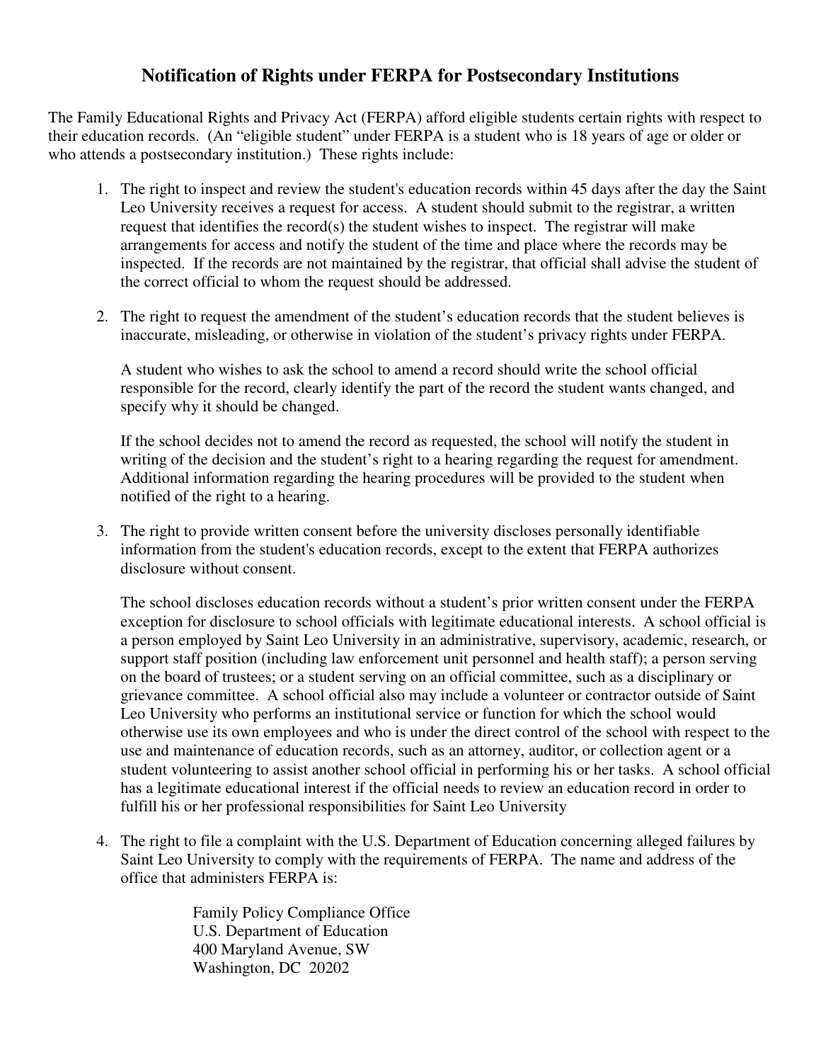# Notification of Rights under FERPA for Postsecondary Institutions

The Family Educational Rights and Privacy Act (FERPA) afford eligible students certain rights with respect to their education records. (An "eligible student" under FERPA is a student who is 18 years of age or older or who attends a postsecondary institution.) These rights include:

1. The right to inspect and review the student's education records within 45 days after the day the Saint Leo University receives a request for access. A student should submit to the registrar, a written request that identifies the record(s) the student wishes to inspect. The registrar will make arrangements for access and notify the student of the time and place where the records may be inspected. If the records are not maintained by the registrar, that official shall advise the student of the correct official to whom the request should be addressed.

2. The right to request the amendment of the student's education records that the student believes is inaccurate, misleading, or otherwise in violation of the student's privacy rights under FERPA.

   A student who wishes to ask the school to amend a record should write the school official responsible for the record, clearly identify the part of the record the student wants changed, and specify why it should be changed.

   If the school decides not to amend the record as requested, the school will notify the student in writing of the decision and the student's right to a hearing regarding the request for amendment. Additional information regarding the hearing procedures will be provided to the student when notified of the right to a hearing.

3. The right to provide written consent before the university discloses personally identifiable information from the student's education records, except to the extent that FERPA authorizes disclosure without consent.

   The school discloses education records without a student's prior written consent under the FERPA exception for disclosure to school officials with legitimate educational interests. A school official is a person employed by Saint Leo University in an administrative, supervisory, academic, research, or support staff position (including law enforcement unit personnel and health staff); a person serving on the board of trustees; or a student serving on an official committee, such as a disciplinary or grievance committee. A school official also may include a volunteer or contractor outside of Saint Leo University who performs an institutional service or function for which the school would otherwise use its own employees and who is under the direct control of the school with respect to the use and maintenance of education records, such as an attorney, auditor, or collection agent or a student volunteering to assist another school official in performing his or her tasks. A school official has a legitimate educational interest if the official needs to review an education record in order to fulfill his or her professional responsibilities for Saint Leo University

4. The right to file a complaint with the U.S. Department of Education concerning alleged failures by Saint Leo University to comply with the requirements of FERPA. The name and address of the office that administers FERPA is:

   Family Policy Compliance Office
   U.S. Department of Education
   400 Maryland Avenue, SW
   Washington, DC 20202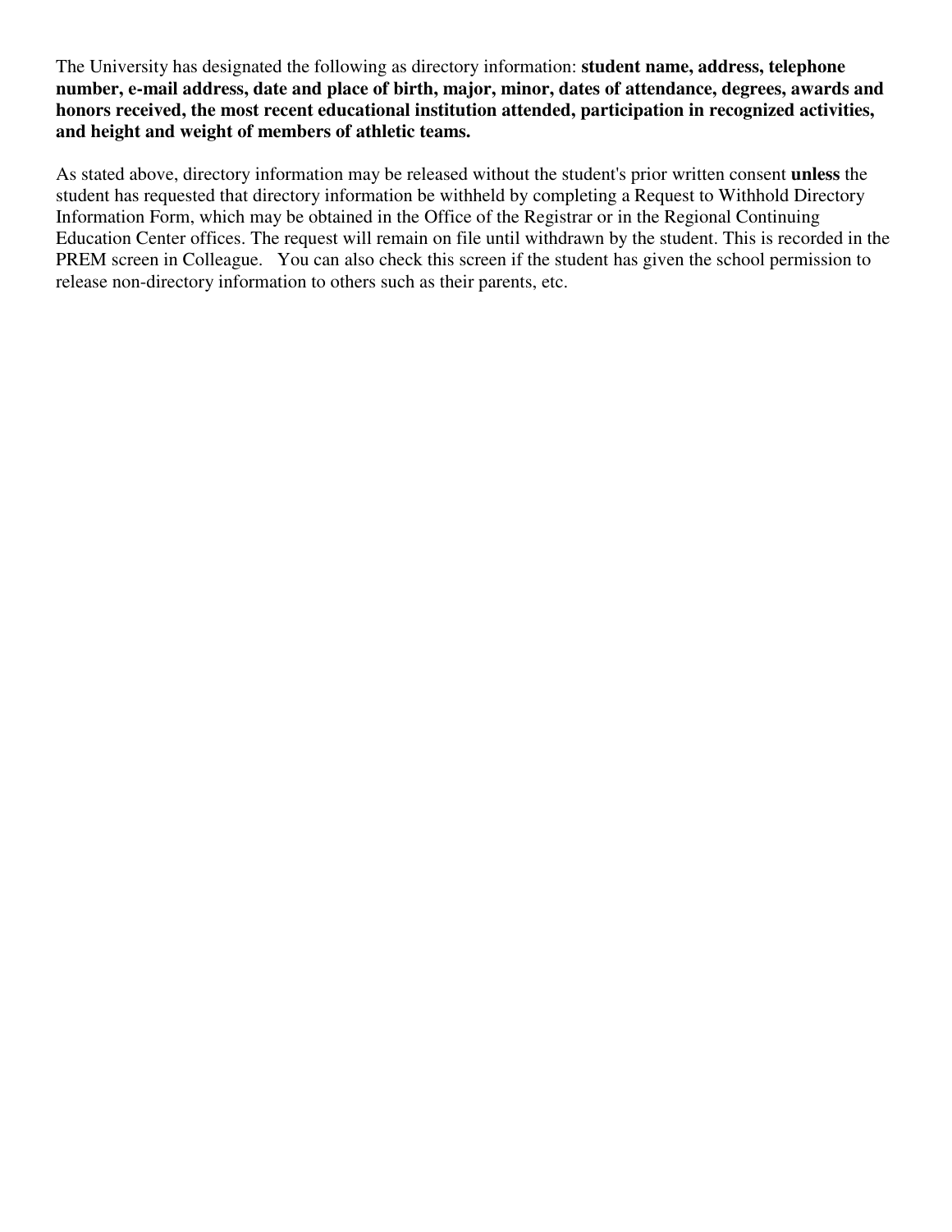The University has designated the following as directory information: **student name, address, telephone number, e-mail address, date and place of birth, major, minor, dates of attendance, degrees, awards and honors received, the most recent educational institution attended, participation in recognized activities, and height and weight of members of athletic teams.**

As stated above, directory information may be released without the student's prior written consent **unless** the student has requested that directory information be withheld by completing a Request to Withhold Directory Information Form, which may be obtained in the Office of the Registrar or in the Regional Continuing Education Center offices. The request will remain on file until withdrawn by the student. This is recorded in the PREM screen in Colleague. You can also check this screen if the student has given the school permission to release non-directory information to others such as their parents, etc.